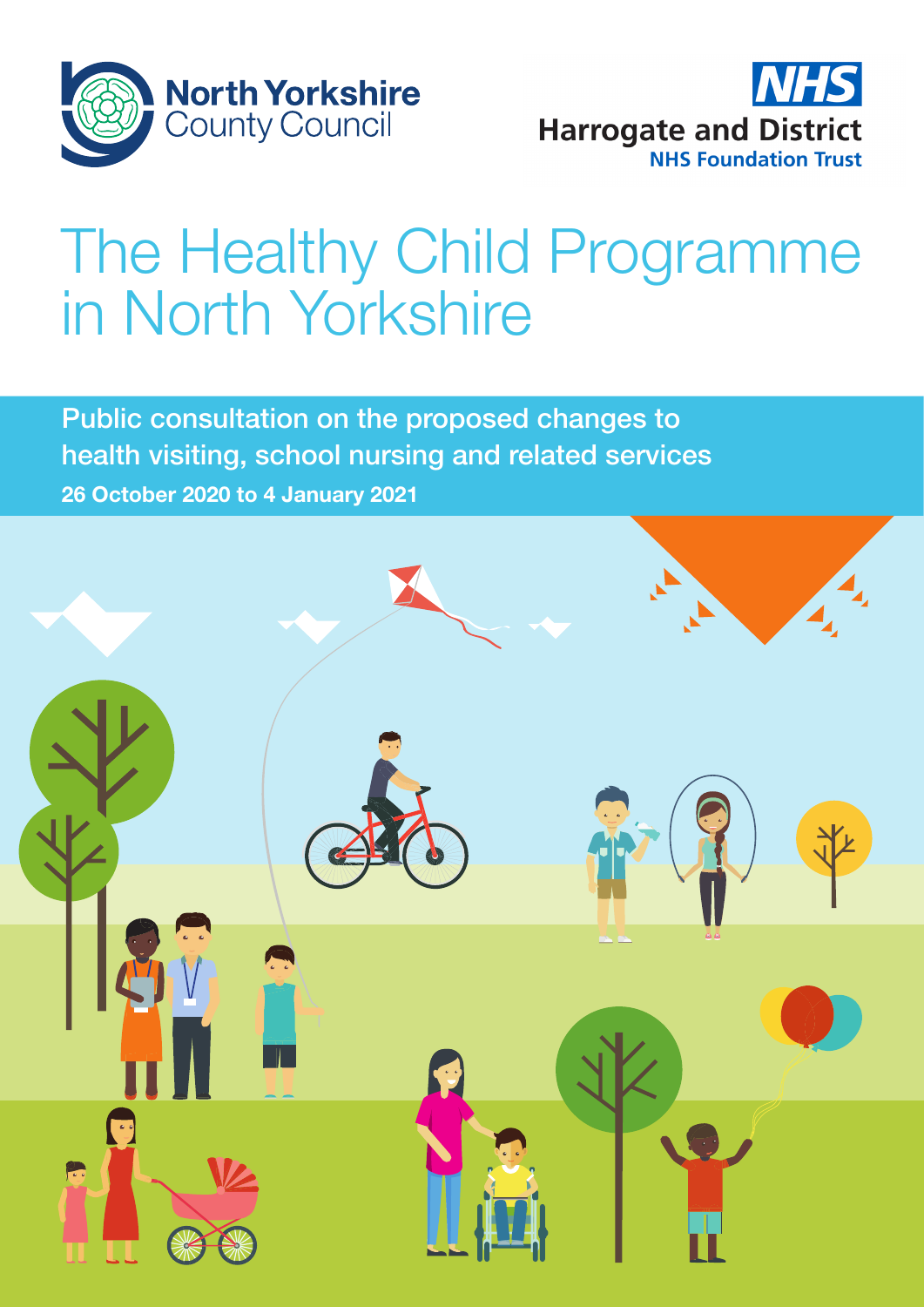North Yorkshire County Council

NHS Harrogate and District NHS Foundation Trust

# The Healthy Child Programme in North Yorkshire

## Public consultation on the proposed changes to health visiting, school nursing and related services

**26 October 2020 to 4 January 2021**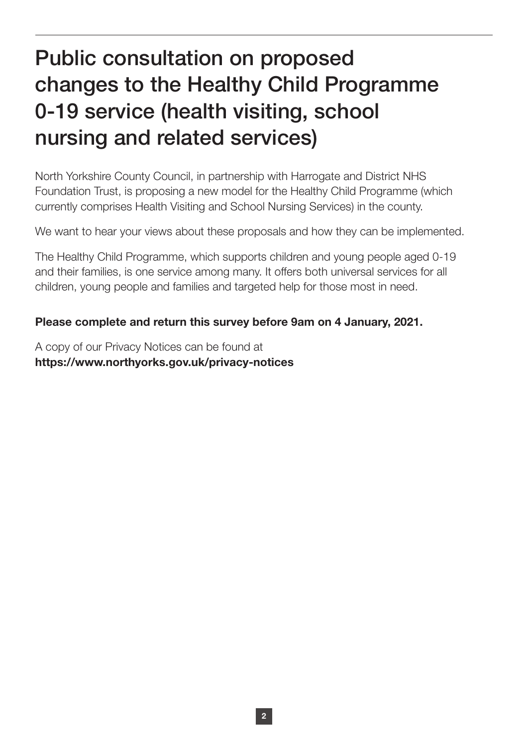# Public consultation on proposed changes to the Healthy Child Programme 0-19 service (health visiting, school nursing and related services)

North Yorkshire County Council, in partnership with Harrogate and District NHS Foundation Trust, is proposing a new model for the Healthy Child Programme (which currently comprises Health Visiting and School Nursing Services) in the county.

We want to hear your views about these proposals and how they can be implemented.

The Healthy Child Programme, which supports children and young people aged 0-19 and their families, is one service among many. It offers both universal services for all children, young people and families and targeted help for those most in need.

**Please complete and return this survey before 9am on 4 January, 2021.**

A copy of our Privacy Notices can be found at
**https://www.northyorks.gov.uk/privacy-notices**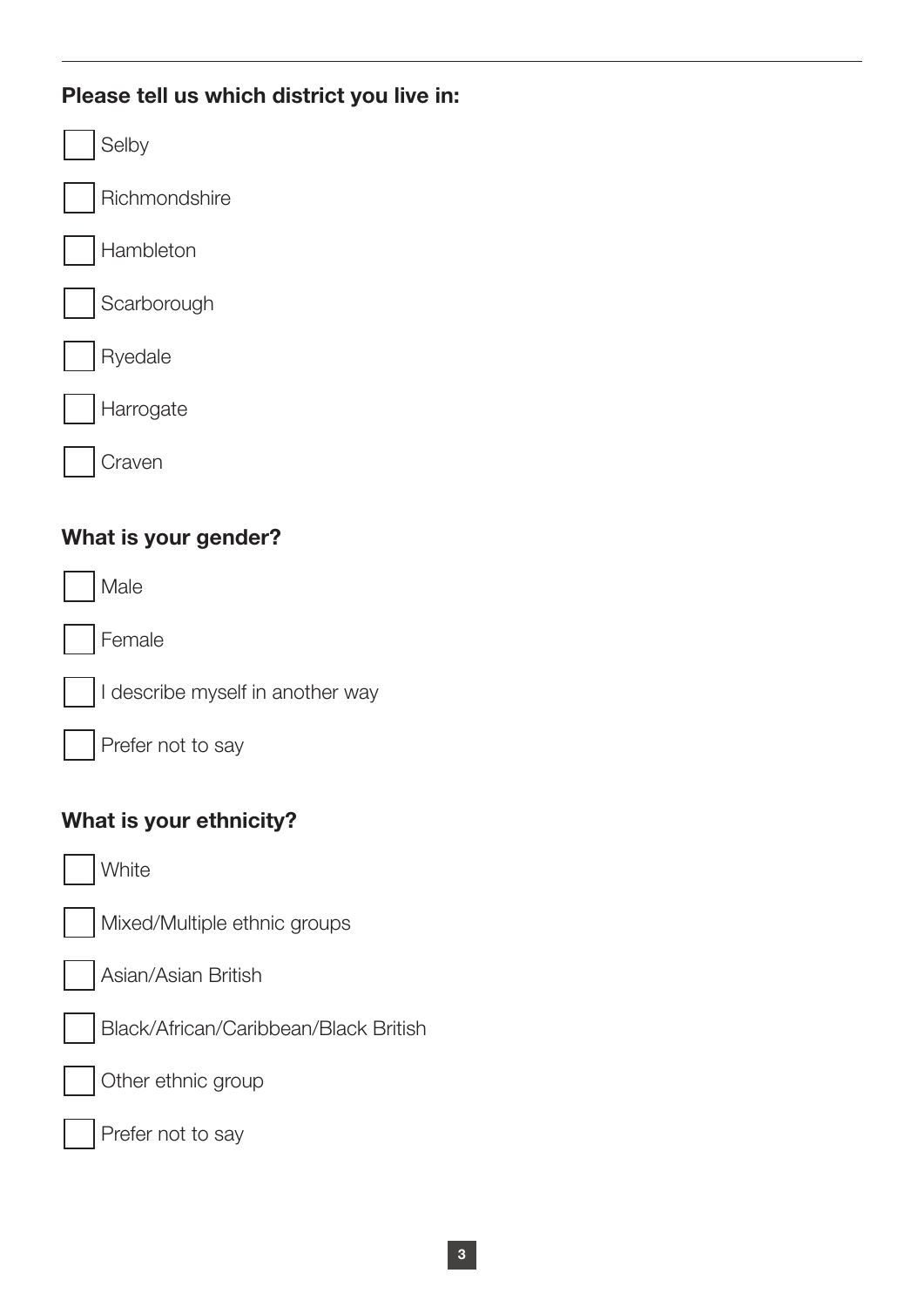**Please tell us which district you live in:**

- [ ] Selby
- [ ] Richmondshire
- [ ] Hambleton
- [ ] Scarborough
- [ ] Ryedale
- [ ] Harrogate
- [ ] Craven

**What is your gender?**

- [ ] Male
- [ ] Female
- [ ] I describe myself in another way
- [ ] Prefer not to say

**What is your ethnicity?**

- [ ] White
- [ ] Mixed/Multiple ethnic groups
- [ ] Asian/Asian British
- [ ] Black/African/Caribbean/Black British
- [ ] Other ethnic group
- [ ] Prefer not to say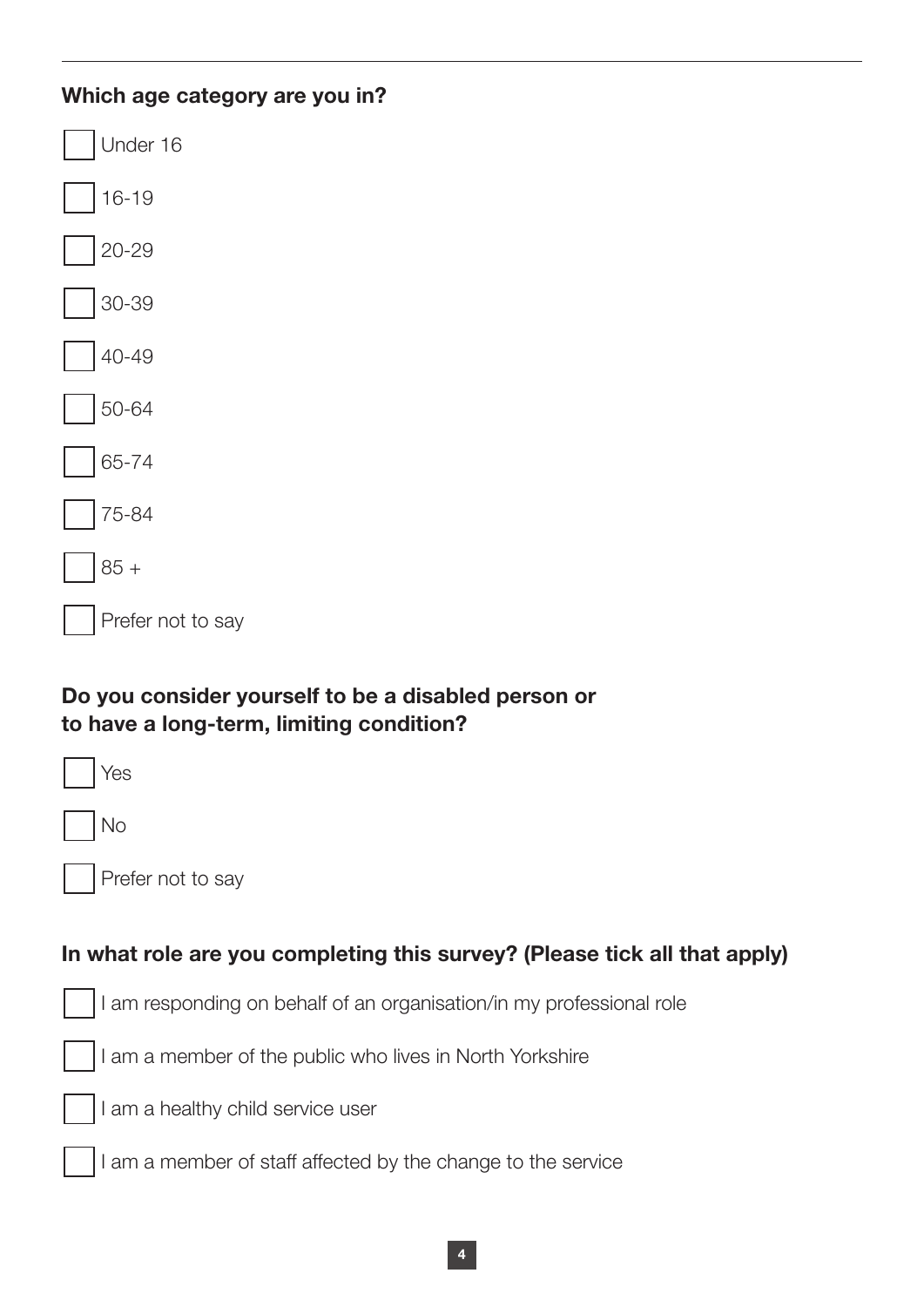**Which age category are you in?**

- [ ] Under 16
- [ ] 16-19
- [ ] 20-29
- [ ] 30-39
- [ ] 40-49
- [ ] 50-64
- [ ] 65-74
- [ ] 75-84
- [ ] 85 +
- [ ] Prefer not to say

**Do you consider yourself to be a disabled person or to have a long-term, limiting condition?**

- [ ] Yes
- [ ] No
- [ ] Prefer not to say

**In what role are you completing this survey? (Please tick all that apply)**

- [ ] I am responding on behalf of an organisation/in my professional role
- [ ] I am a member of the public who lives in North Yorkshire
- [ ] I am a healthy child service user
- [ ] I am a member of staff affected by the change to the service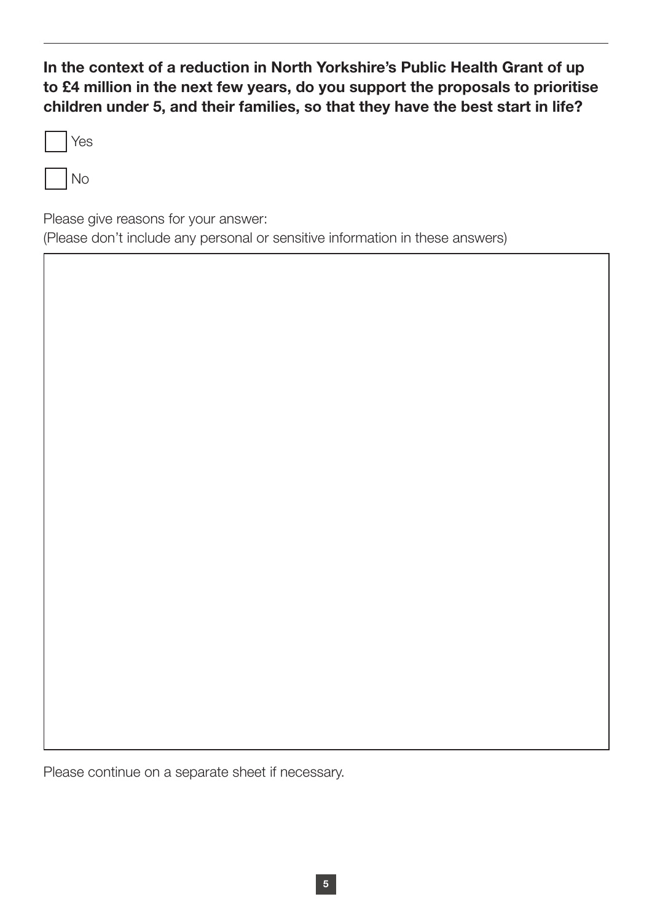**In the context of a reduction in North Yorkshire's Public Health Grant of up to £4 million in the next few years, do you support the proposals to prioritise children under 5, and their families, so that they have the best start in life?**

☐ Yes

☐ No

Please give reasons for your answer:
(Please don't include any personal or sensitive information in these answers)

Please continue on a separate sheet if necessary.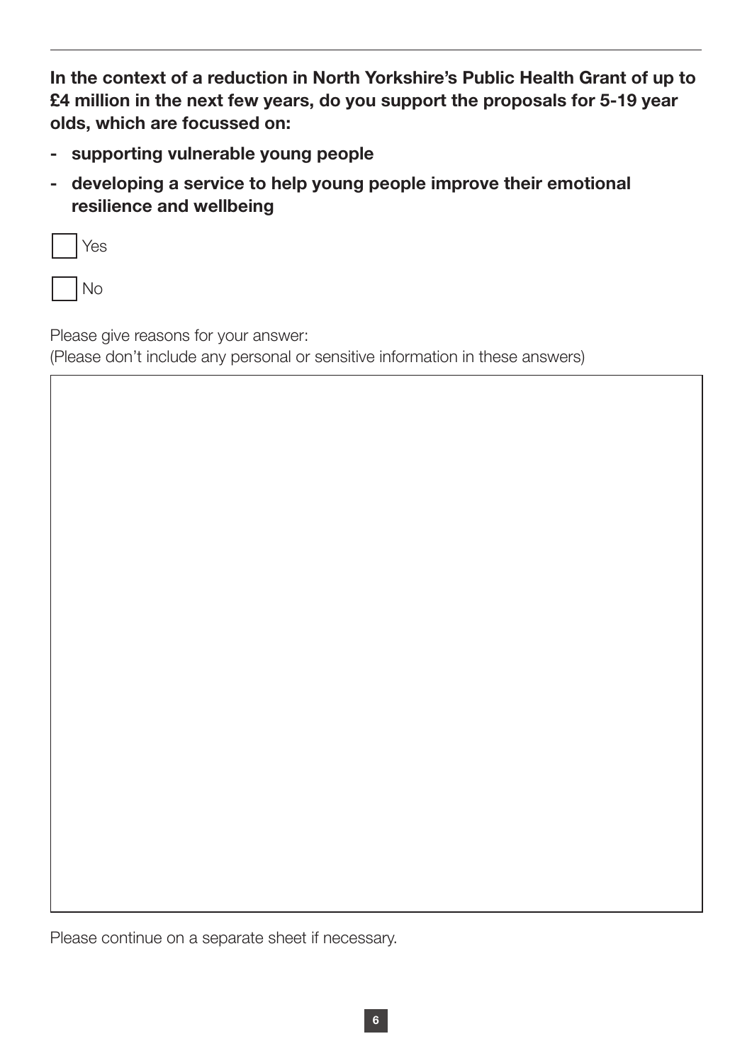**In the context of a reduction in North Yorkshire's Public Health Grant of up to £4 million in the next few years, do you support the proposals for 5-19 year olds, which are focussed on:**

- **supporting vulnerable young people**
- **developing a service to help young people improve their emotional resilience and wellbeing**

☐ Yes

☐ No

Please give reasons for your answer:
(Please don't include any personal or sensitive information in these answers)

Please continue on a separate sheet if necessary.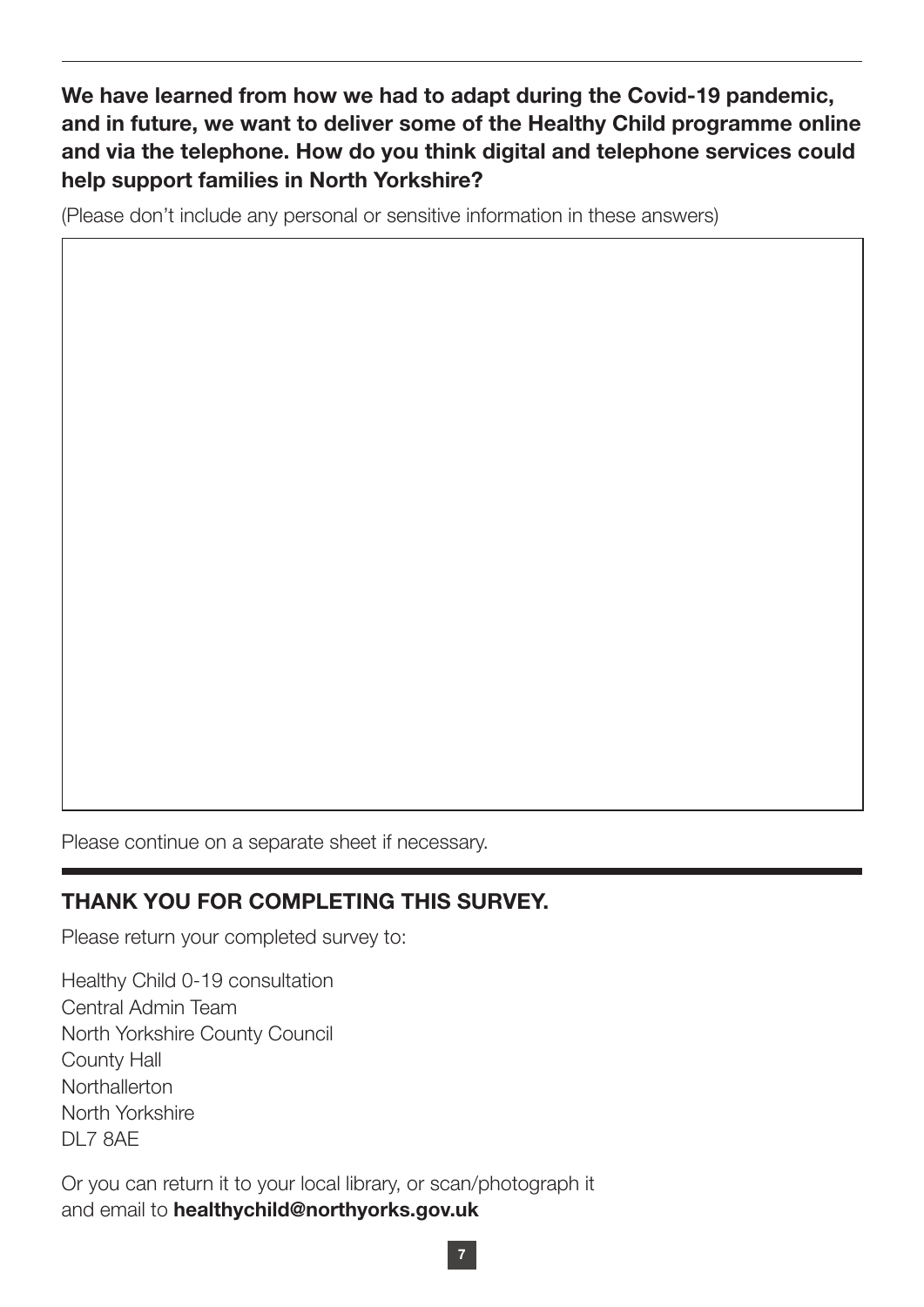**We have learned from how we had to adapt during the Covid-19 pandemic, and in future, we want to deliver some of the Healthy Child programme online and via the telephone. How do you think digital and telephone services could help support families in North Yorkshire?**

(Please don't include any personal or sensitive information in these answers)

Please continue on a separate sheet if necessary.

## THANK YOU FOR COMPLETING THIS SURVEY.

Please return your completed survey to:

Healthy Child 0-19 consultation
Central Admin Team
North Yorkshire County Council
County Hall
Northallerton
North Yorkshire
DL7 8AE

Or you can return it to your local library, or scan/photograph it and email to **healthychild@northyorks.gov.uk**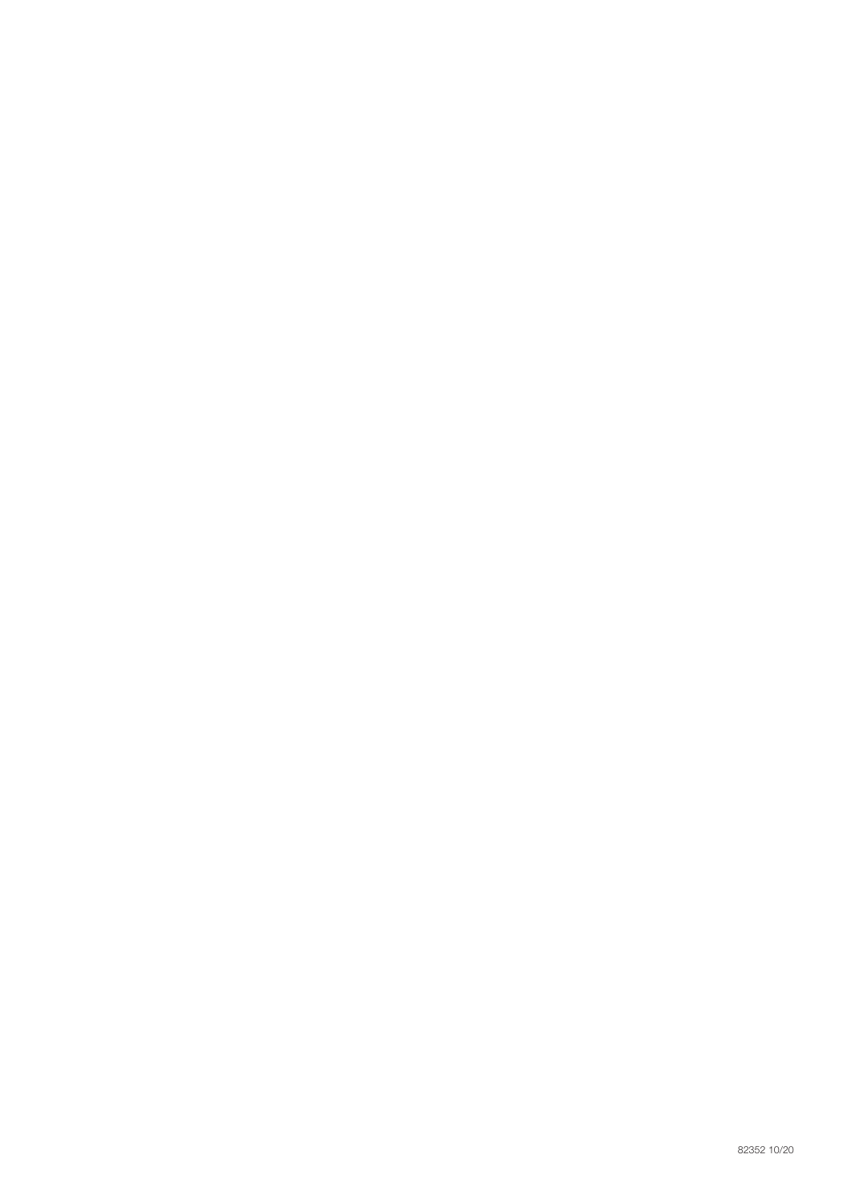82352 10/20